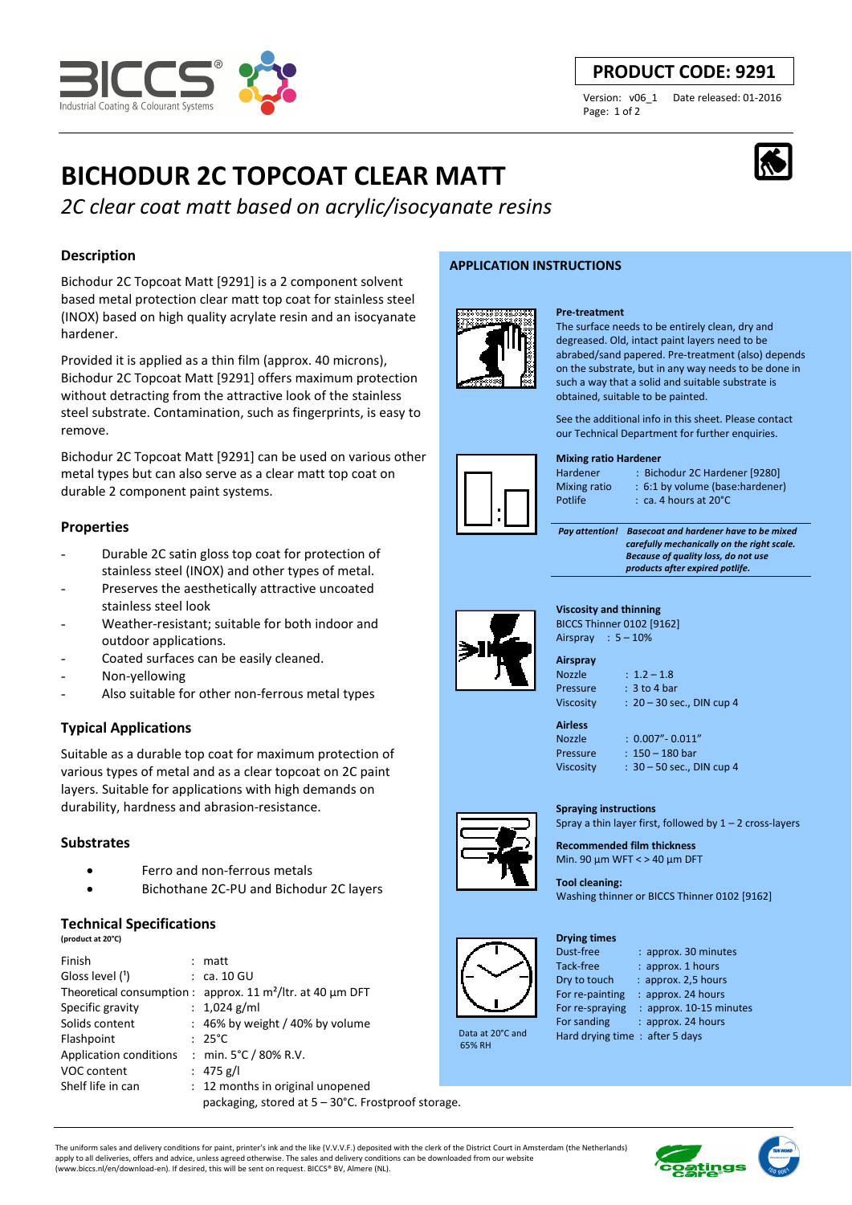**PRODUCT CODE: 9291**

Version: v06_1 Date released: 01-2016

# BICHODUR 2C TOPCOAT CLEAR MATT

*2C clear coat matt based on acrylic/isocyanate resins*

## Description

Bichodur 2C Topcoat Matt [9291] is a 2 component solvent based metal protection clear matt top coat for stainless steel (INOX) based on high quality acrylate resin and an isocyanate hardener.

Provided it is applied as a thin film (approx. 40 microns), Bichodur 2C Topcoat Matt [9291] offers maximum protection without detracting from the attractive look of the stainless steel substrate. Contamination, such as fingerprints, is easy to remove.

Bichodur 2C Topcoat Matt [9291] can be used on various other metal types but can also serve as a clear matt top coat on durable 2 component paint systems.

## Properties

- Durable 2C satin gloss top coat for protection of stainless steel (INOX) and other types of metal.
- Preserves the aesthetically attractive uncoated stainless steel look
- Weather-resistant; suitable for both indoor and outdoor applications.
- Coated surfaces can be easily cleaned.
- Non-yellowing
- Also suitable for other non-ferrous metal types

## Typical Applications

Suitable as a durable top coat for maximum protection of various types of metal and as a clear topcoat on 2C paint layers. Suitable for applications with high demands on durability, hardness and abrasion-resistance.

## Substrates

- Ferro and non-ferrous metals
- Bichothane 2C-PU and Bichodur 2C layers

## Technical Specifications

(product at 20°C)

| | |
|---|---|
| Finish | : matt |
| Gloss level (¹) | : ca. 10 GU |
| Theoretical consumption | : approx. 11 m²/ltr. at 40 µm DFT |
| Specific gravity | : 1,024 g/ml |
| Solids content | : 46% by weight / 40% by volume |
| Flashpoint | : 25°C |
| Application conditions | : min. 5°C / 80% R.V. |
| VOC content | : 475 g/l |
| Shelf life in can | : 12 months in original unopened packaging, stored at 5 – 30°C. Frostproof storage. |

## APPLICATION INSTRUCTIONS

**Pre-treatment**

The surface needs to be entirely clean, dry and degreased. Old, intact paint layers need to be abraded/sand papered. Pre-treatment (also) depends on the substrate, but in any way needs to be done in such a way that a solid and suitable substrate is obtained, suitable to be painted.

See the additional info in this sheet. Please contact our Technical Department for further enquiries.

**Mixing ratio Hardener**

| | |
|---|---|
| Hardener | : Bichodur 2C Hardener [9280] |
| Mixing ratio | : 6:1 by volume (base:hardener) |
| Potlife | : ca. 4 hours at 20°C |

***Pay attention!** Basecoat and hardener have to be mixed carefully mechanically on the right scale. Because of quality loss, do not use products after expired potlife.*

**Viscosity and thinning**

BICCS Thinner 0102 [9162]
Airspray : 5 – 10%

**Airspray**

| | |
|---|---|
| Nozzle | : 1.2 – 1.8 |
| Pressure | : 3 to 4 bar |
| Viscosity | : 20 – 30 sec., DIN cup 4 |

**Airless**

| | |
|---|---|
| Nozzle | : 0.007"- 0.011" |
| Pressure | : 150 – 180 bar |
| Viscosity | : 30 – 50 sec., DIN cup 4 |

**Spraying instructions**

Spray a thin layer first, followed by 1 – 2 cross-layers

**Recommended film thickness**

Min. 90 µm WFT < > 40 µm DFT

**Tool cleaning:**

Washing thinner or BICCS Thinner 0102 [9162]

**Drying times**

| | |
|---|---|
| Dust-free | : approx. 30 minutes |
| Tack-free | : approx. 1 hours |
| Dry to touch | : approx. 2,5 hours |
| For re-painting | : approx. 24 hours |
| For re-spraying | : approx. 10-15 minutes |
| For sanding | : approx. 24 hours |
| Hard drying time | : after 5 days |

Data at 20°C and 65% RH

The uniform sales and delivery conditions for paint, printer's ink and the like (V.V.V.F.) deposited with the clerk of the District Court in Amsterdam (the Netherlands) apply to all deliveries, offers and advice, unless agreed otherwise. The sales and delivery conditions can be downloaded from our website (www.biccs.nl/en/download-en). If desired, this will be sent on request. BICCS® BV, Almere (NL).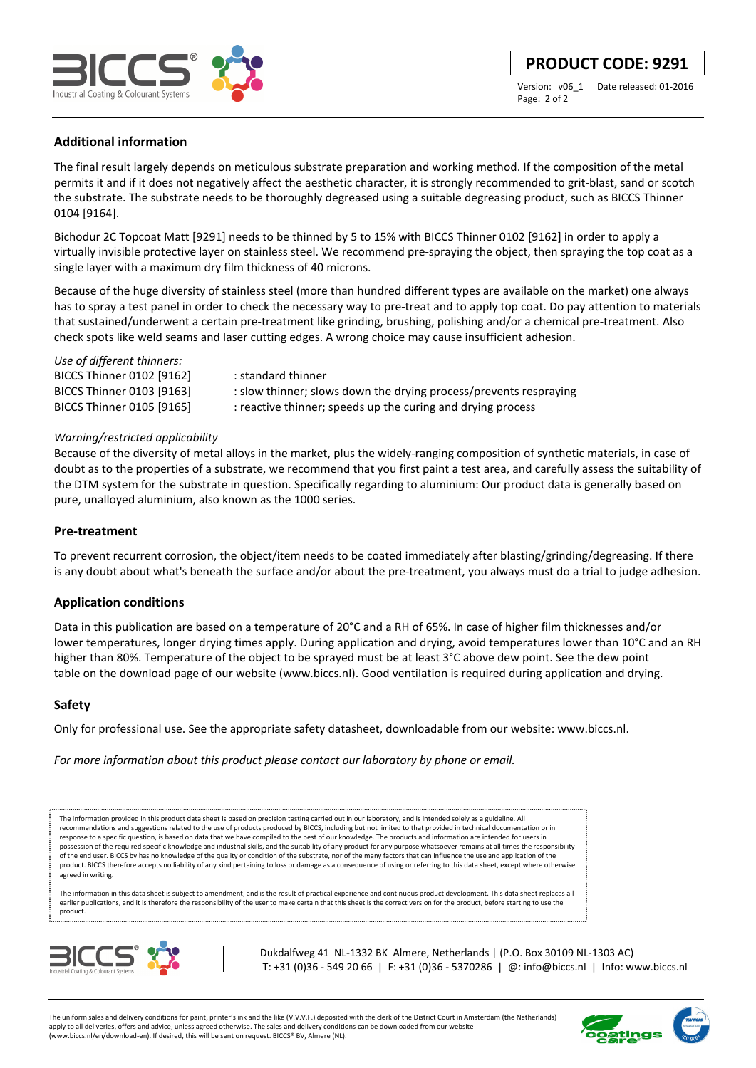## Additional information

The final result largely depends on meticulous substrate preparation and working method. If the composition of the metal permits it and if it does not negatively affect the aesthetic character, it is strongly recommended to grit-blast, sand or scotch the substrate. The substrate needs to be thoroughly degreased using a suitable degreasing product, such as BICCS Thinner 0104 [9164].

Bichodur 2C Topcoat Matt [9291] needs to be thinned by 5 to 15% with BICCS Thinner 0102 [9162] in order to apply a virtually invisible protective layer on stainless steel. We recommend pre-spraying the object, then spraying the top coat as a single layer with a maximum dry film thickness of 40 microns.

Because of the huge diversity of stainless steel (more than hundred different types are available on the market) one always has to spray a test panel in order to check the necessary way to pre-treat and to apply top coat. Do pay attention to materials that sustained/underwent a certain pre-treatment like grinding, brushing, polishing and/or a chemical pre-treatment. Also check spots like weld seams and laser cutting edges. A wrong choice may cause insufficient adhesion.

*Use of different thinners:*

| | |
|---|---|
| BICCS Thinner 0102 [9162] | : standard thinner |
| BICCS Thinner 0103 [9163] | : slow thinner; slows down the drying process/prevents respraying |
| BICCS Thinner 0105 [9165] | : reactive thinner; speeds up the curing and drying process |

*Warning/restricted applicability*

Because of the diversity of metal alloys in the market, plus the widely-ranging composition of synthetic materials, in case of doubt as to the properties of a substrate, we recommend that you first paint a test area, and carefully assess the suitability of the DTM system for the substrate in question. Specifically regarding to aluminium: Our product data is generally based on pure, unalloyed aluminium, also known as the 1000 series.

## Pre-treatment

To prevent recurrent corrosion, the object/item needs to be coated immediately after blasting/grinding/degreasing. If there is any doubt about what's beneath the surface and/or about the pre-treatment, you always must do a trial to judge adhesion.

## Application conditions

Data in this publication are based on a temperature of 20°C and a RH of 65%. In case of higher film thicknesses and/or lower temperatures, longer drying times apply. During application and drying, avoid temperatures lower than 10°C and an RH higher than 80%. Temperature of the object to be sprayed must be at least 3°C above dew point. See the dew point table on the download page of our website (www.biccs.nl). Good ventilation is required during application and drying.

## Safety

Only for professional use. See the appropriate safety datasheet, downloadable from our website: www.biccs.nl.

*For more information about this product please contact our laboratory by phone or email.*

The information provided in this product data sheet is based on precision testing carried out in our laboratory, and is intended solely as a guideline. All recommendations and suggestions related to the use of products produced by BICCS, including but not limited to that provided in technical documentation or in response to a specific question, is based on data that we have compiled to the best of our knowledge. The products and information are intended for users in possession of the required specific knowledge and industrial skills, and the suitability of any product for any purpose whatsoever remains at all times the responsibility of the end user. BICCS bv has no knowledge of the quality or condition of the substrate, nor of the many factors that can influence the use and application of the product. BICCS therefore accepts no liability of any kind pertaining to loss or damage as a consequence of using or referring to this data sheet, except where otherwise agreed in writing.

The information in this data sheet is subject to amendment, and is the result of practical experience and continuous product development. This data sheet replaces all earlier publications, and it is therefore the responsibility of the user to make certain that this sheet is the correct version for the product, before starting to use the product.

Dukdalfweg 41 NL-1332 BK Almere, Netherlands | (P.O. Box 30109 NL-1303 AC)
T: +31 (0)36 - 549 20 66 | F: +31 (0)36 - 5370286 | @: info@biccs.nl | Info: www.biccs.nl

The uniform sales and delivery conditions for paint, printer's ink and the like (V.V.V.F.) deposited with the clerk of the District Court in Amsterdam (the Netherlands) apply to all deliveries, offers and advice, unless agreed otherwise. The sales and delivery conditions can be downloaded from our website (www.biccs.nl/en/download-en). If desired, this will be sent on request. BICCS® BV, Almere (NL).